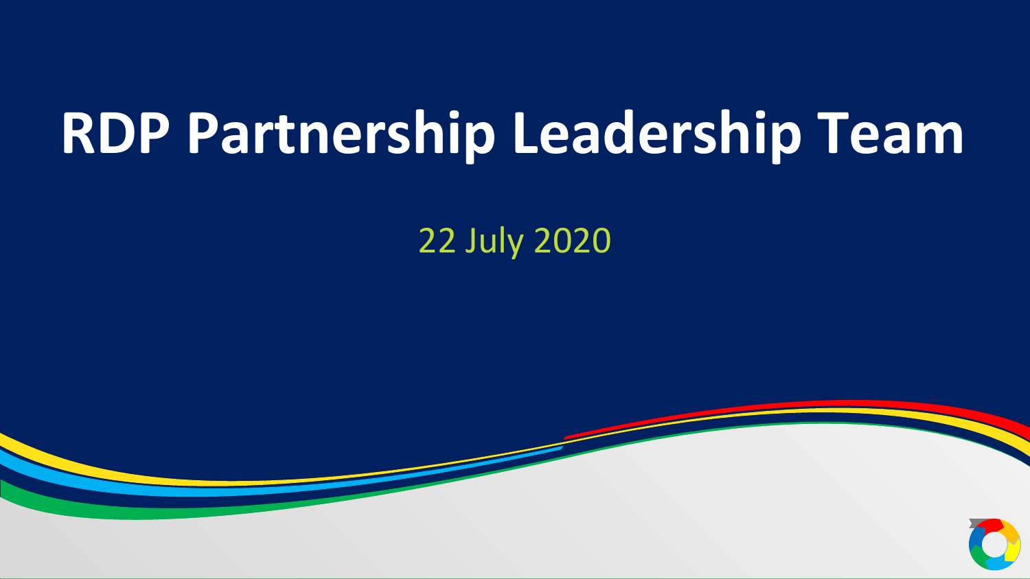# RDP Partnership Leadership Team

22 July 2020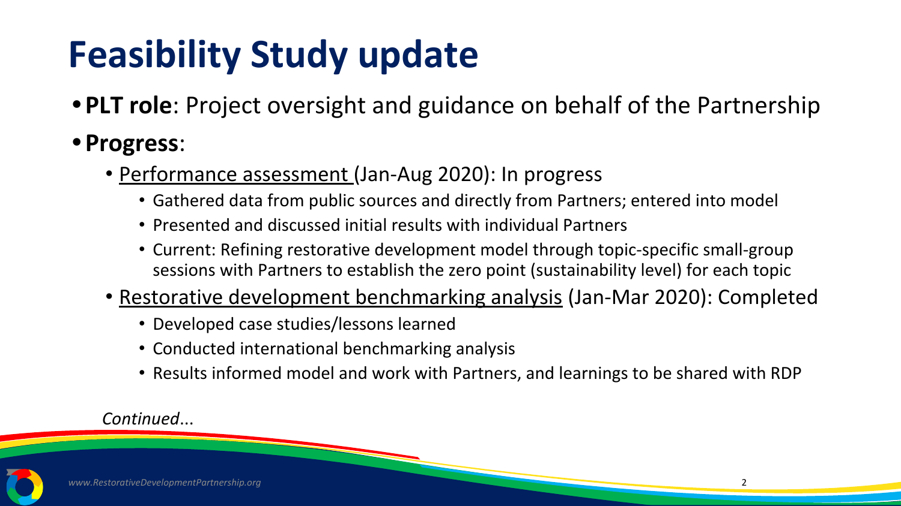# Feasibility Study update

- **PLT role**: Project oversight and guidance on behalf of the Partnership
- **Progress**:
  - Performance assessment (Jan-Aug 2020): In progress
    - Gathered data from public sources and directly from Partners; entered into model
    - Presented and discussed initial results with individual Partners
    - Current: Refining restorative development model through topic-specific small-group sessions with Partners to establish the zero point (sustainability level) for each topic
  - Restorative development benchmarking analysis (Jan-Mar 2020): Completed
    - Developed case studies/lessons learned
    - Conducted international benchmarking analysis
    - Results informed model and work with Partners, and learnings to be shared with RDP

*Continued*...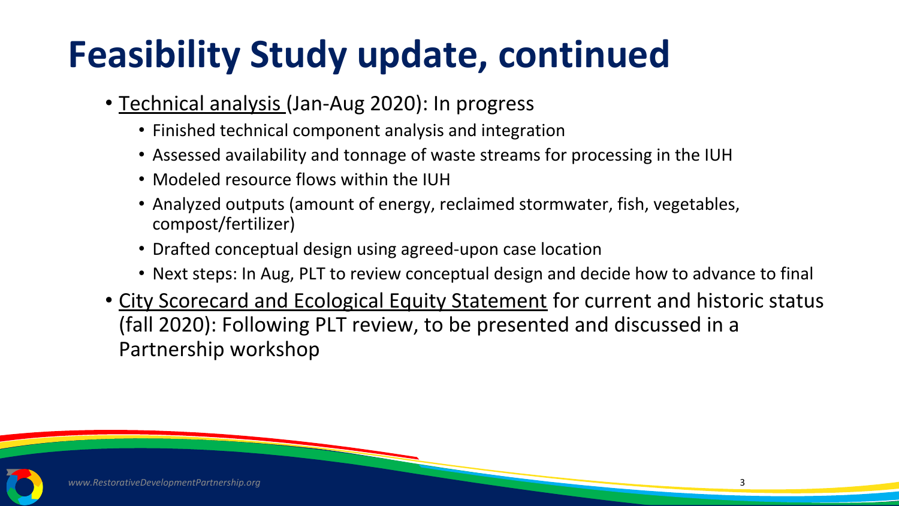# Feasibility Study update, continued

- <u>Technical analysis</u> (Jan-Aug 2020): In progress
  - Finished technical component analysis and integration
  - Assessed availability and tonnage of waste streams for processing in the IUH
  - Modeled resource flows within the IUH
  - Analyzed outputs (amount of energy, reclaimed stormwater, fish, vegetables, compost/fertilizer)
  - Drafted conceptual design using agreed-upon case location
  - Next steps: In Aug, PLT to review conceptual design and decide how to advance to final
- <u>City Scorecard and Ecological Equity Statement</u> for current and historic status (fall 2020): Following PLT review, to be presented and discussed in a Partnership workshop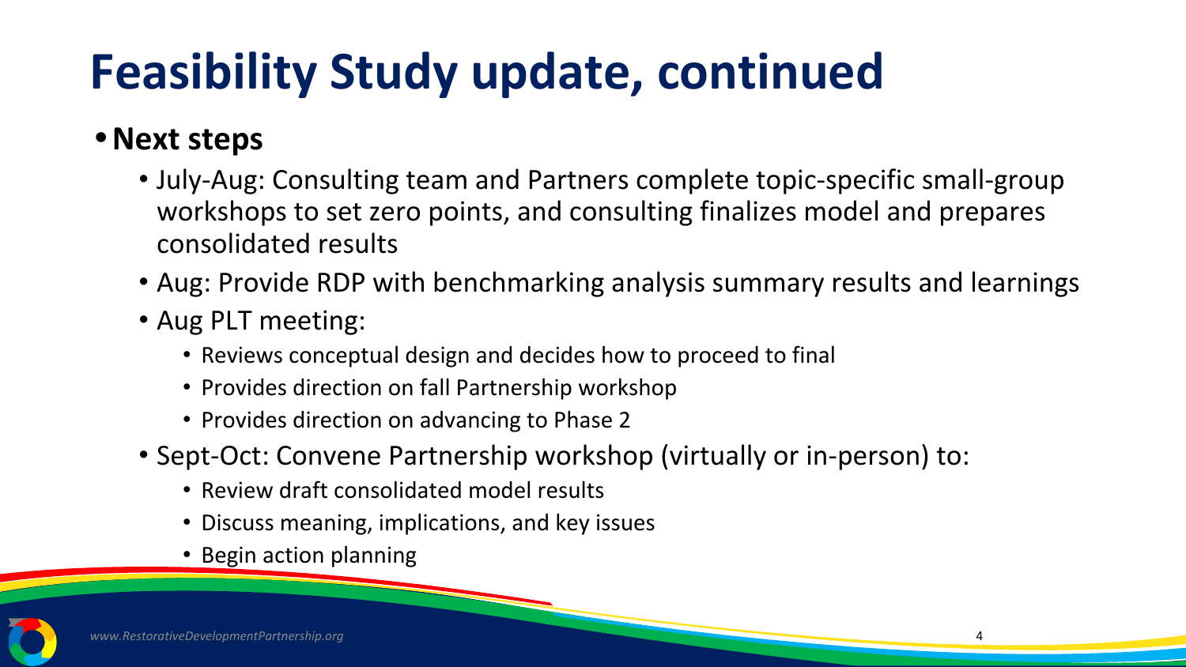# Feasibility Study update, continued

- **Next steps**
  - July-Aug: Consulting team and Partners complete topic-specific small-group workshops to set zero points, and consulting finalizes model and prepares consolidated results
  - Aug: Provide RDP with benchmarking analysis summary results and learnings
  - Aug PLT meeting:
    - Reviews conceptual design and decides how to proceed to final
    - Provides direction on fall Partnership workshop
    - Provides direction on advancing to Phase 2
  - Sept-Oct: Convene Partnership workshop (virtually or in-person) to:
    - Review draft consolidated model results
    - Discuss meaning, implications, and key issues
    - Begin action planning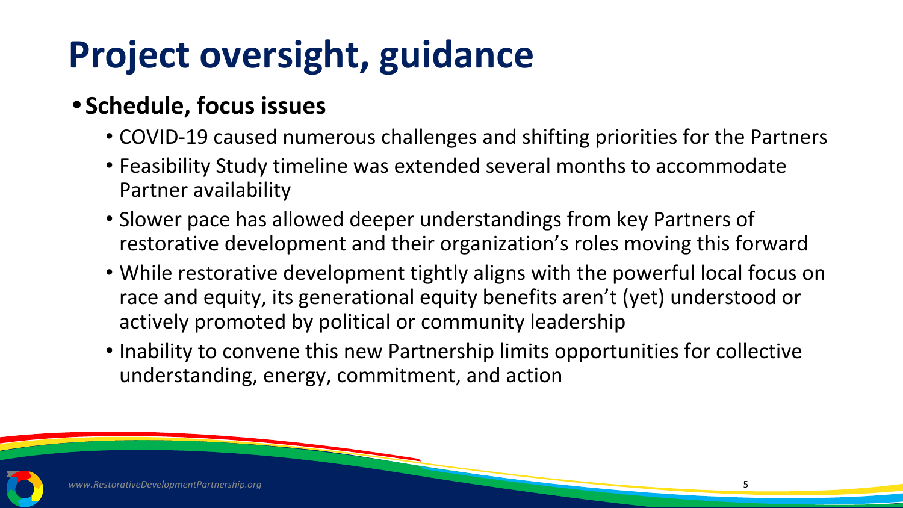# Project oversight, guidance

- **Schedule, focus issues**
  - COVID-19 caused numerous challenges and shifting priorities for the Partners
  - Feasibility Study timeline was extended several months to accommodate Partner availability
  - Slower pace has allowed deeper understandings from key Partners of restorative development and their organization's roles moving this forward
  - While restorative development tightly aligns with the powerful local focus on race and equity, its generational equity benefits aren't (yet) understood or actively promoted by political or community leadership
  - Inability to convene this new Partnership limits opportunities for collective understanding, energy, commitment, and action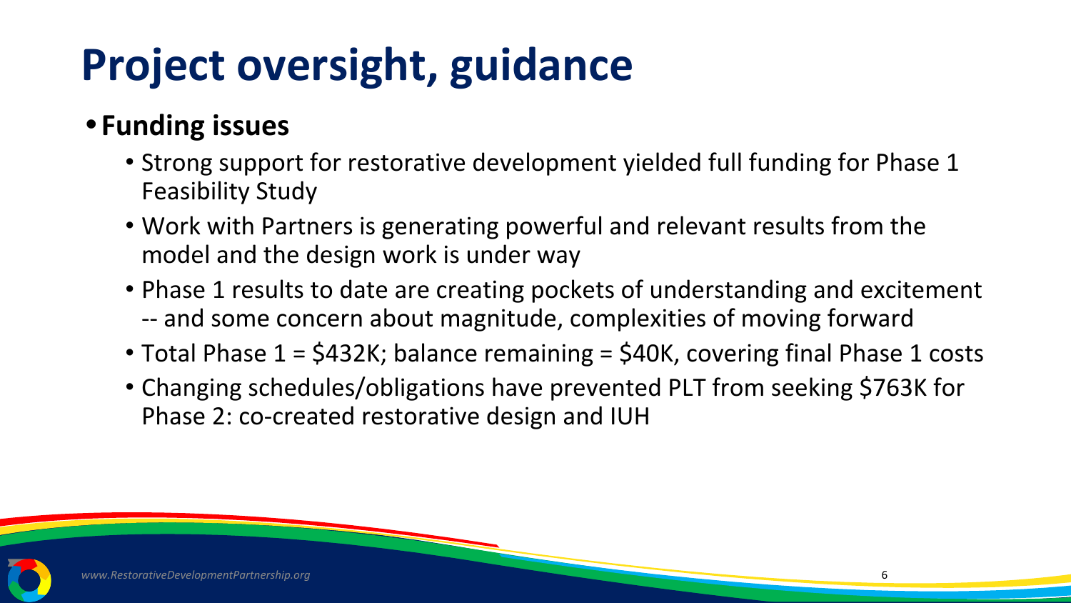# Project oversight, guidance

- **Funding issues**
  - Strong support for restorative development yielded full funding for Phase 1 Feasibility Study
  - Work with Partners is generating powerful and relevant results from the model and the design work is under way
  - Phase 1 results to date are creating pockets of understanding and excitement -- and some concern about magnitude, complexities of moving forward
  - Total Phase 1 = $432K; balance remaining = $40K, covering final Phase 1 costs
  - Changing schedules/obligations have prevented PLT from seeking $763K for Phase 2: co-created restorative design and IUH